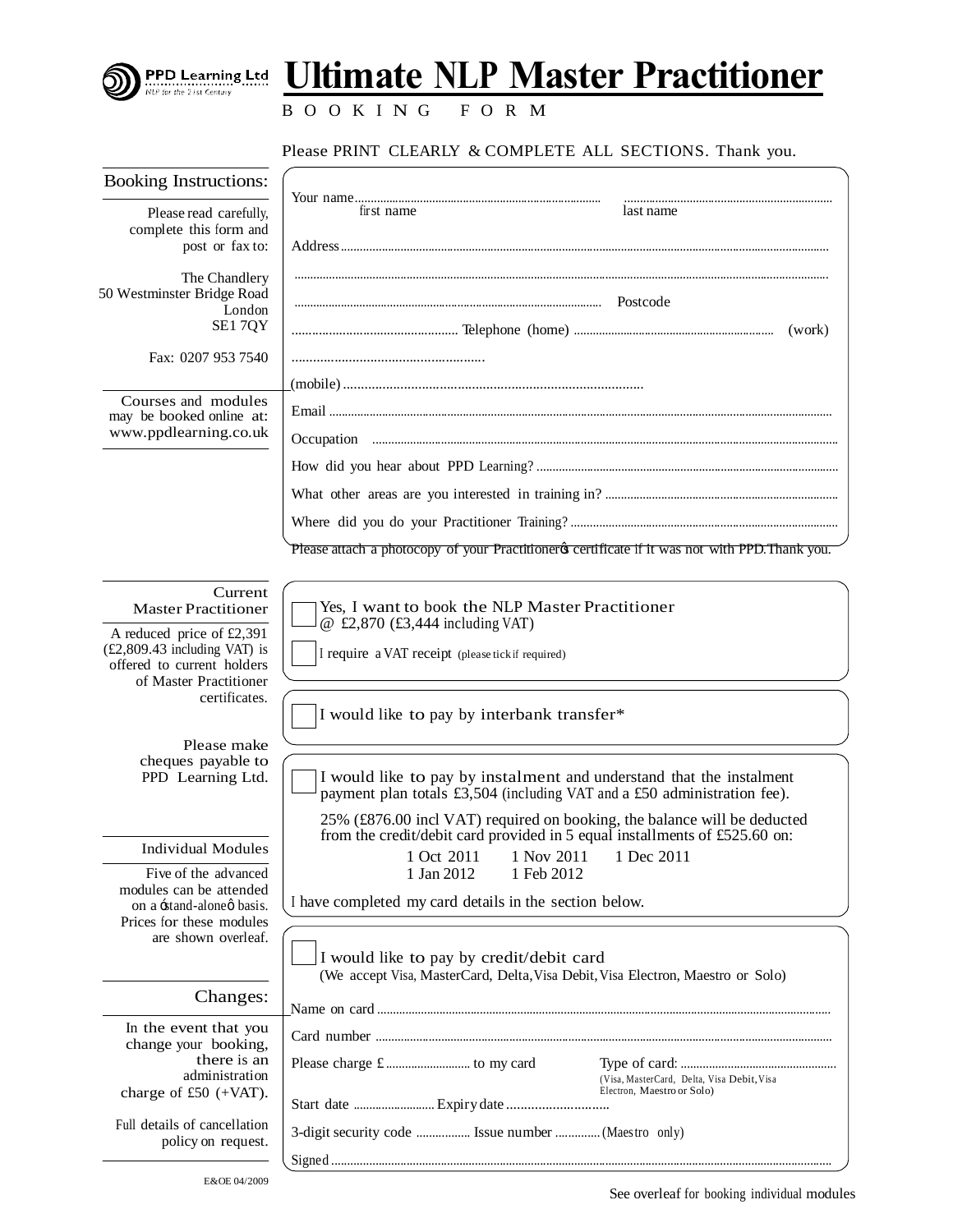PPD Learning Ltd
NLP for the 21st Century

# Ultimate NLP Master Practitioner

BOOKING FORM

Please PRINT CLEARLY & COMPLETE ALL SECTIONS. Thank you.

## Booking Instructions:

Please read carefully, complete this form and post or fax to:

The Chandlery
50 Westminster Bridge Road
London
SE1 7QY

Fax: 0207 953 7540

Courses and modules may be booked online at: www.ppdlearning.co.uk

Your name.................................................... ....................................................
first name last name

Address..........................................................................................................

..........................................................................................................

.......................................................................... Postcode

................................................ Telephone (home) ................................................ (work)

.....................................................

(mobile) ......................................................................................

Email ..........................................................................................................

Occupation ..........................................................................................................

How did you hear about PPD Learning? ..........................................................................................

What other areas are you interested in training in? ..........................................................................

Where did you do your Practitioner Training? ..........................................................................

Please attach a photocopy of your Practitioner's certificate if it was not with PPD. Thank you.

## Current Master Practitioner

A reduced price of £2,391 (£2,809.43 including VAT) is offered to current holders of Master Practitioner certificates.

Please make cheques payable to PPD Learning Ltd.

☐ Yes, I want to book the NLP Master Practitioner @ £2,870 (£3,444 including VAT)

☐ I require a VAT receipt (please tick if required)

☐ I would like to pay by interbank transfer*

☐ I would like to pay by instalment and understand that the instalment payment plan totals £3,504 (including VAT and a £50 administration fee).

25% (£876.00 incl VAT) required on booking, the balance will be deducted from the credit/debit card provided in 5 equal installments of £525.60 on:

1 Oct 2011 1 Nov 2011 1 Dec 2011
1 Jan 2012 1 Feb 2012

I have completed my card details in the section below.

## Individual Modules

Five of the advanced modules can be attended on a 'stand-alone' basis. Prices for these modules are shown overleaf.

## Changes:

In the event that you change your booking, there is an administration charge of £50 (+VAT).

Full details of cancellation policy on request.

☐ I would like to pay by credit/debit card
(We accept Visa, MasterCard, Delta, Visa Debit, Visa Electron, Maestro or Solo)

Name on card ..........................................................................................................

Card number ..........................................................................................................

Please charge £.......................... to my card Type of card: ..........................................
(Visa, MasterCard, Delta, Visa Debit, Visa Electron, Maestro or Solo)

Start date .......................... Expiry date ..........................

3-digit security code ................ Issue number .............. (Maestro only)

Signed ..........................................................................................................

E&OE 04/2009

See overleaf for booking individual modules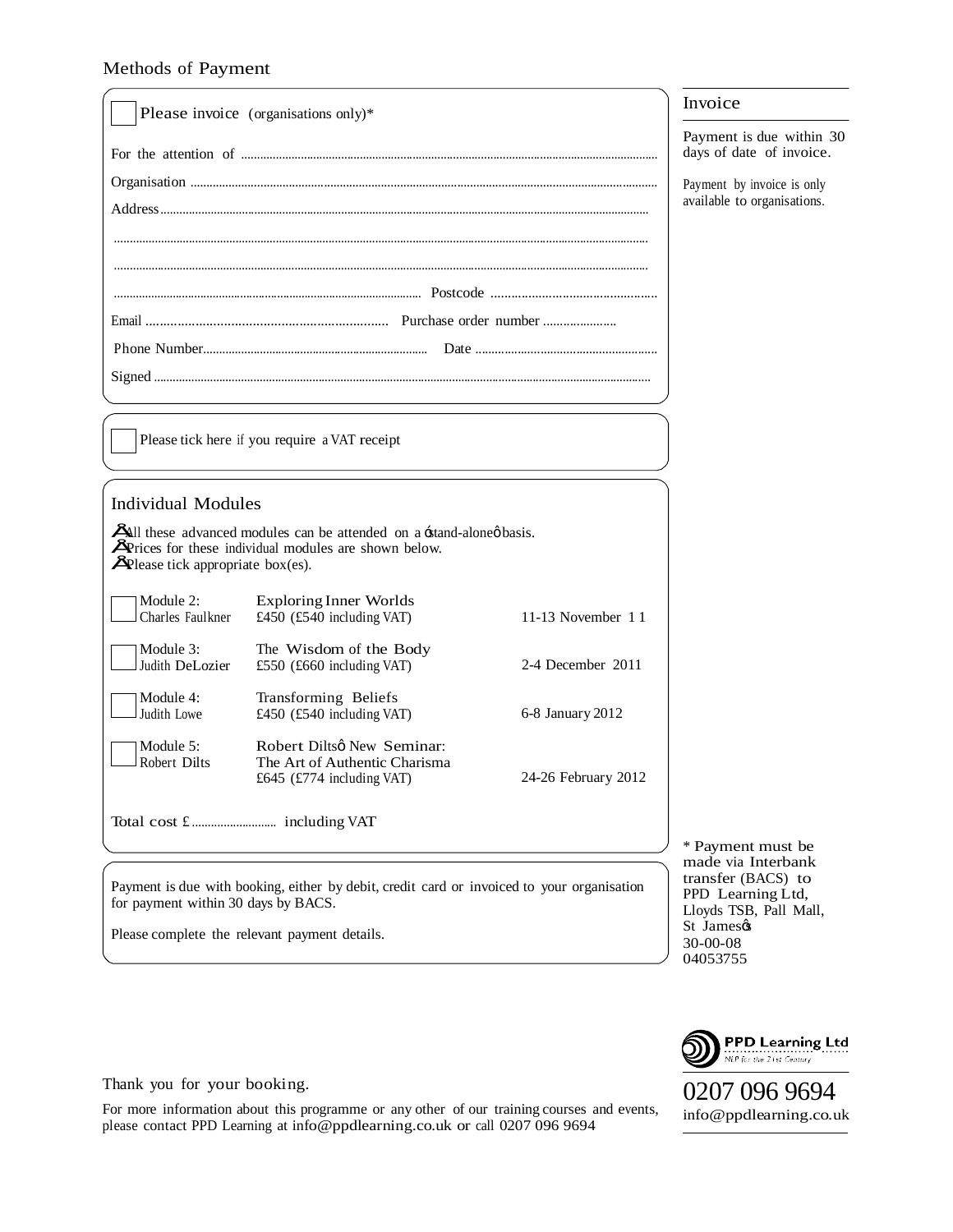## Methods of Payment

☐ Please invoice (organisations only)*

For the attention of ........................................................................................................................................

Organisation ........................................................................................................................................

Address........................................................................................................................................

........................................................................................................................................

........................................................................................................................................

........................................................................................................ Postcode ................................................

Email ................................................................. Purchase order number ......................

Phone Number....................................................................... Date ........................................................

Signed ........................................................................................................................................

### Invoice

Payment is due within 30 days of date of invoice.

Payment by invoice is only available to organisations.

☐ Please tick here if you require a VAT receipt

### Individual Modules

- All these advanced modules can be attended on a 'stand-alone' basis.
- Prices for these individual modules are shown below.
- Please tick appropriate box(es).

| | | |
|---|---|---|
| ☐ Module 2: Charles Faulkner | Exploring Inner Worlds £450 (£540 including VAT) | 11-13 November 1 1 |
| ☐ Module 3: Judith DeLozier | The Wisdom of the Body £550 (£660 including VAT) | 2-4 December 2011 |
| ☐ Module 4: Judith Lowe | Transforming Beliefs £450 (£540 including VAT) | 6-8 January 2012 |
| ☐ Module 5: Robert Dilts | Robert Dilts' New Seminar: The Art of Authentic Charisma £645 (£774 including VAT) | 24-26 February 2012 |

Total cost £.......................... including VAT

Payment is due with booking, either by debit, credit card or invoiced to your organisation for payment within 30 days by BACS.

Please complete the relevant payment details.

* Payment must be made via Interbank transfer (BACS) to PPD Learning Ltd, Lloyds TSB, Pall Mall, St James's
30-00-08
04053755

Thank you for your booking.

For more information about this programme or any other of our training courses and events, please contact PPD Learning at info@ppdlearning.co.uk or call 0207 096 9694

PPD Learning Ltd
NLP for the 21st Century

0207 096 9694
info@ppdlearning.co.uk